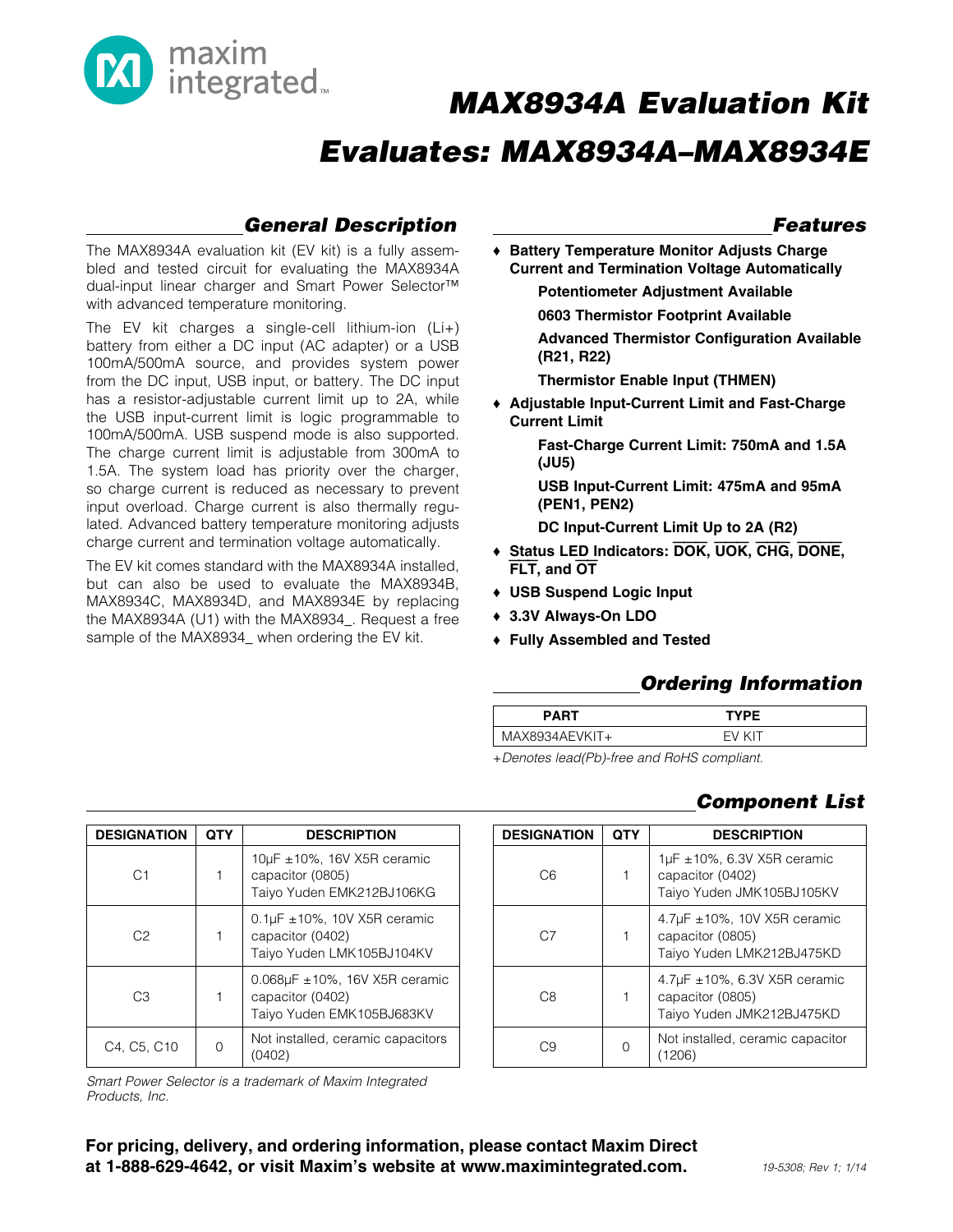# MAX8934A Evaluation Kit

## Evaluates: MAX8934A–MAX8934E

## General Description

The MAX8934A evaluation kit (EV kit) is a fully assembled and tested circuit for evaluating the MAX8934A dual-input linear charger and Smart Power Selector™ with advanced temperature monitoring.

The EV kit charges a single-cell lithium-ion (Li+) battery from either a DC input (AC adapter) or a USB 100mA/500mA source, and provides system power from the DC input, USB input, or battery. The DC input has a resistor-adjustable current limit up to 2A, while the USB input-current limit is logic programmable to 100mA/500mA. USB suspend mode is also supported. The charge current limit is adjustable from 300mA to 1.5A. The system load has priority over the charger, so charge current is reduced as necessary to prevent input overload. Charge current is also thermally regulated. Advanced battery temperature monitoring adjusts charge current and termination voltage automatically.

The EV kit comes standard with the MAX8934A installed, but can also be used to evaluate the MAX8934B, MAX8934C, MAX8934D, and MAX8934E by replacing the MAX8934A (U1) with the MAX8934_. Request a free sample of the MAX8934_ when ordering the EV kit.

## Features

- **Battery Temperature Monitor Adjusts Charge Current and Termination Voltage Automatically**
  - **Potentiometer Adjustment Available**
  - **0603 Thermistor Footprint Available**
  - **Advanced Thermistor Configuration Available (R21, R22)**
  - **Thermistor Enable Input (THMEN)**
- **Adjustable Input-Current Limit and Fast-Charge Current Limit**
  - **Fast-Charge Current Limit: 750mA and 1.5A (JU5)**
  - **USB Input-Current Limit: 475mA and 95mA (PEN1, PEN2)**
  - **DC Input-Current Limit Up to 2A (R2)**
- **Status LED Indicators: $\overline{\text{DOK}}$, $\overline{\text{UOK}}$, $\overline{\text{CHG}}$, $\overline{\text{DONE}}$, $\overline{\text{FLT}}$, and $\overline{\text{OT}}$**
- **USB Suspend Logic Input**
- **3.3V Always-On LDO**
- **Fully Assembled and Tested**

## Ordering Information

| PART | TYPE |
|---|---|
| MAX8934AEVKIT+ | EV KIT |

*+Denotes lead(Pb)-free and RoHS compliant.*

## Component List

| DESIGNATION | QTY | DESCRIPTION |
|---|---|---|
| C1 | 1 | 10µF ±10%, 16V X5R ceramic capacitor (0805) Taiyo Yuden EMK212BJ106KG |
| C2 | 1 | 0.1µF ±10%, 10V X5R ceramic capacitor (0402) Taiyo Yuden LMK105BJ104KV |
| C3 | 1 | 0.068µF ±10%, 16V X5R ceramic capacitor (0402) Taiyo Yuden EMK105BJ683KV |
| C4, C5, C10 | 0 | Not installed, ceramic capacitors (0402) |
| C6 | 1 | 1µF ±10%, 6.3V X5R ceramic capacitor (0402) Taiyo Yuden JMK105BJ105KV |
| C7 | 1 | 4.7µF ±10%, 10V X5R ceramic capacitor (0805) Taiyo Yuden LMK212BJ475KD |
| C8 | 1 | 4.7µF ±10%, 6.3V X5R ceramic capacitor (0805) Taiyo Yuden JMK212BJ475KD |
| C9 | 0 | Not installed, ceramic capacitor (1206) |

*Smart Power Selector is a trademark of Maxim Integrated Products, Inc.*

**For pricing, delivery, and ordering information, please contact Maxim Direct at 1-888-629-4642, or visit Maxim's website at www.maximintegrated.com.**

19-5308; Rev 1; 1/14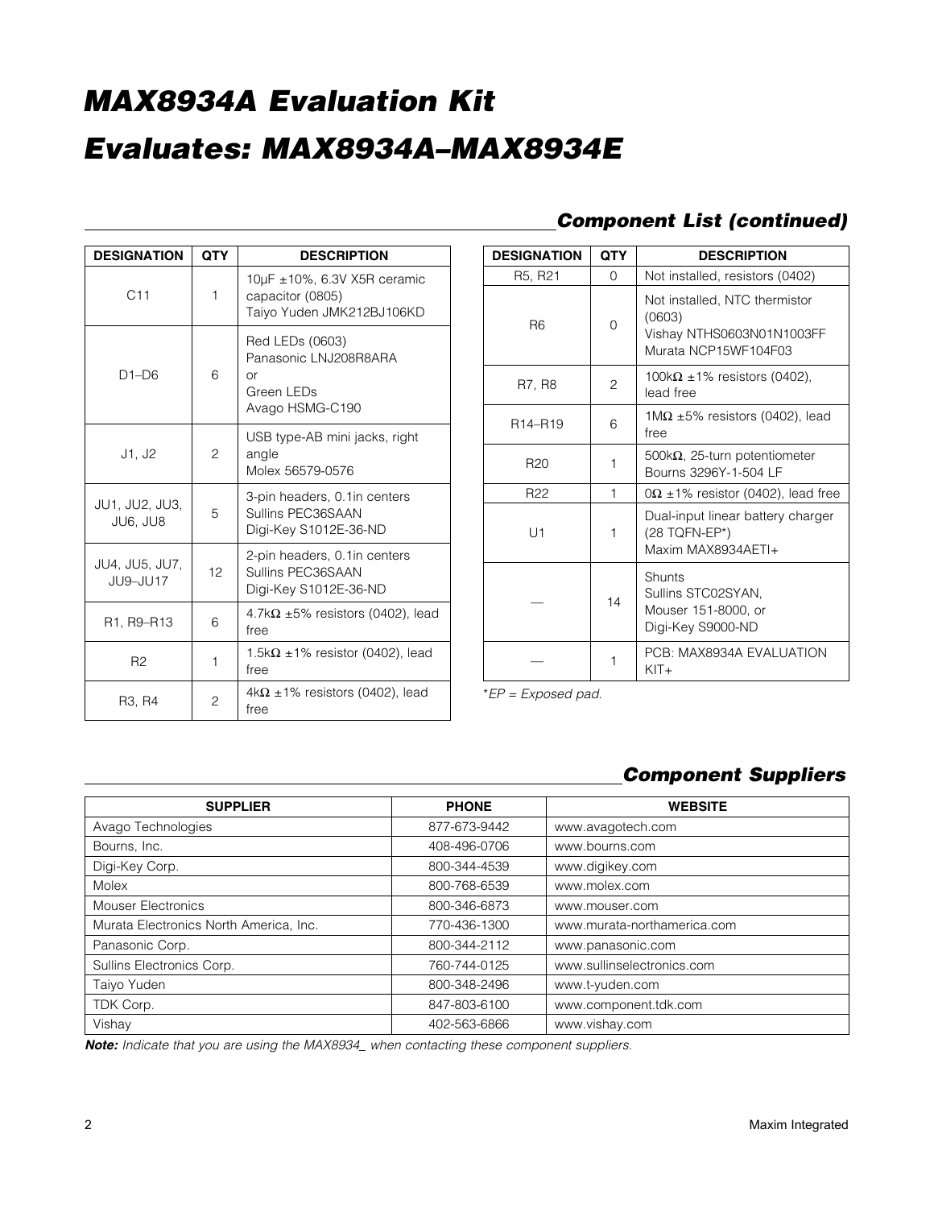# MAX8934A Evaluation Kit
# Evaluates: MAX8934A–MAX8934E

## Component List (continued)

| DESIGNATION | QTY | DESCRIPTION |
|---|---|---|
| C11 | 1 | 10µF ±10%, 6.3V X5R ceramic capacitor (0805) Taiyo Yuden JMK212BJ106KD |
| D1–D6 | 6 | Red LEDs (0603) Panasonic LNJ208R8ARA or Green LEDs Avago HSMG-C190 |
| J1, J2 | 2 | USB type-AB mini jacks, right angle Molex 56579-0576 |
| JU1, JU2, JU3, JU6, JU8 | 5 | 3-pin headers, 0.1in centers Sullins PEC36SAAN Digi-Key S1012E-36-ND |
| JU4, JU5, JU7, JU9–JU17 | 12 | 2-pin headers, 0.1in centers Sullins PEC36SAAN Digi-Key S1012E-36-ND |
| R1, R9–R13 | 6 | 4.7kΩ ±5% resistors (0402), lead free |
| R2 | 1 | 1.5kΩ ±1% resistor (0402), lead free |
| R3, R4 | 2 | 4kΩ ±1% resistors (0402), lead free |
| R5, R21 | 0 | Not installed, resistors (0402) |
| R6 | 0 | Not installed, NTC thermistor (0603) Vishay NTHS0603N01N1003FF Murata NCP15WF104F03 |
| R7, R8 | 2 | 100kΩ ±1% resistors (0402), lead free |
| R14–R19 | 6 | 1MΩ ±5% resistors (0402), lead free |
| R20 | 1 | 500kΩ, 25-turn potentiometer Bourns 3296Y-1-504 LF |
| R22 | 1 | 0Ω ±1% resistor (0402), lead free |
| U1 | 1 | Dual-input linear battery charger (28 TQFN-EP*) Maxim MAX8934AETI+ |
| — | 14 | Shunts Sullins STC02SYAN, Mouser 151-8000, or Digi-Key S9000-ND |
| — | 1 | PCB: MAX8934A EVALUATION KIT+ |

*EP = Exposed pad.*

## Component Suppliers

| SUPPLIER | PHONE | WEBSITE |
|---|---|---|
| Avago Technologies | 877-673-9442 | www.avagotech.com |
| Bourns, Inc. | 408-496-0706 | www.bourns.com |
| Digi-Key Corp. | 800-344-4539 | www.digikey.com |
| Molex | 800-768-6539 | www.molex.com |
| Mouser Electronics | 800-346-6873 | www.mouser.com |
| Murata Electronics North America, Inc. | 770-436-1300 | www.murata-northamerica.com |
| Panasonic Corp. | 800-344-2112 | www.panasonic.com |
| Sullins Electronics Corp. | 760-744-0125 | www.sullinselectronics.com |
| Taiyo Yuden | 800-348-2496 | www.t-yuden.com |
| TDK Corp. | 847-803-6100 | www.component.tdk.com |
| Vishay | 402-563-6866 | www.vishay.com |

***Note:*** *Indicate that you are using the MAX8934_ when contacting these component suppliers.*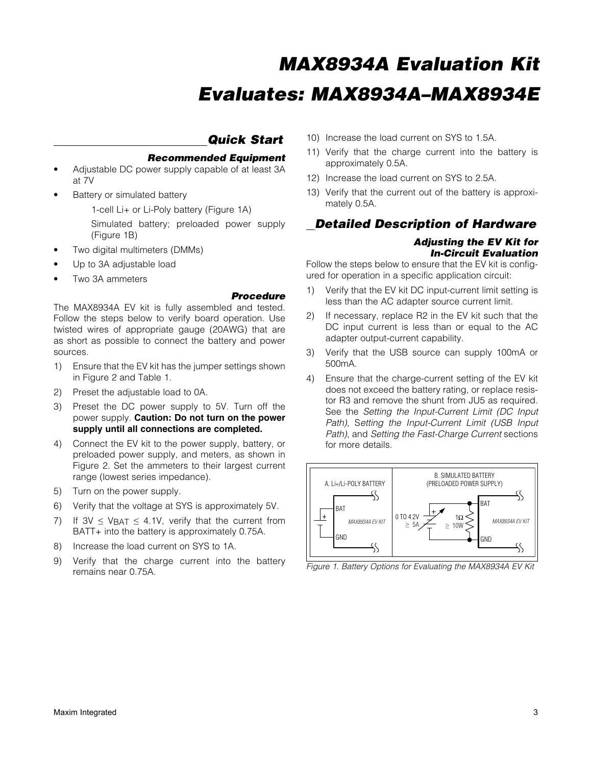# MAX8934A Evaluation Kit

# Evaluates: MAX8934A–MAX8934E

## Quick Start

### Recommended Equipment

- Adjustable DC power supply capable of at least 3A at 7V
- Battery or simulated battery

  1-cell Li+ or Li-Poly battery (Figure 1A)

  Simulated battery; preloaded power supply (Figure 1B)
- Two digital multimeters (DMMs)
- Up to 3A adjustable load
- Two 3A ammeters

### Procedure

The MAX8934A EV kit is fully assembled and tested. Follow the steps below to verify board operation. Use twisted wires of appropriate gauge (20AWG) that are as short as possible to connect the battery and power sources.

1) Ensure that the EV kit has the jumper settings shown in Figure 2 and Table 1.
2) Preset the adjustable load to 0A.
3) Preset the DC power supply to 5V. Turn off the power supply. **Caution: Do not turn on the power supply until all connections are completed.**
4) Connect the EV kit to the power supply, battery, or preloaded power supply, and meters, as shown in Figure 2. Set the ammeters to their largest current range (lowest series impedance).
5) Turn on the power supply.
6) Verify that the voltage at SYS is approximately 5V.
7) If $3V \leq V_{BAT} \leq 4.1V$, verify that the current from BATT+ into the battery is approximately 0.75A.
8) Increase the load current on SYS to 1A.
9) Verify that the charge current into the battery remains near 0.75A.
10) Increase the load current on SYS to 1.5A.
11) Verify that the charge current into the battery is approximately 0.5A.
12) Increase the load current on SYS to 2.5A.
13) Verify that the current out of the battery is approximately 0.5A.

## Detailed Description of Hardware

### Adjusting the EV Kit for In-Circuit Evaluation

Follow the steps below to ensure that the EV kit is configured for operation in a specific application circuit:

1) Verify that the EV kit DC input-current limit setting is less than the AC adapter source current limit.
2) If necessary, replace R2 in the EV kit such that the DC input current is less than or equal to the AC adapter output-current capability.
3) Verify that the USB source can supply 100mA or 500mA.
4) Ensure that the charge-current setting of the EV kit does not exceed the battery rating, or replace resistor R3 and remove the shunt from JU5 as required. See the *Setting the Input-Current Limit (DC Input Path)*, *Setting the Input-Current Limit (USB Input Path)*, and *Setting the Fast-Charge Current* sections for more details.

A. Li+/Li-POLY BATTERY — BAT, GND, MAX8934A EV KIT

B. SIMULATED BATTERY (PRELOADED POWER SUPPLY) — 0 TO 4.2V, ≥ 5A; 1Ω, ≥ 10W; BAT, GND, MAX8934A EV KIT

*Figure 1. Battery Options for Evaluating the MAX8934A EV Kit*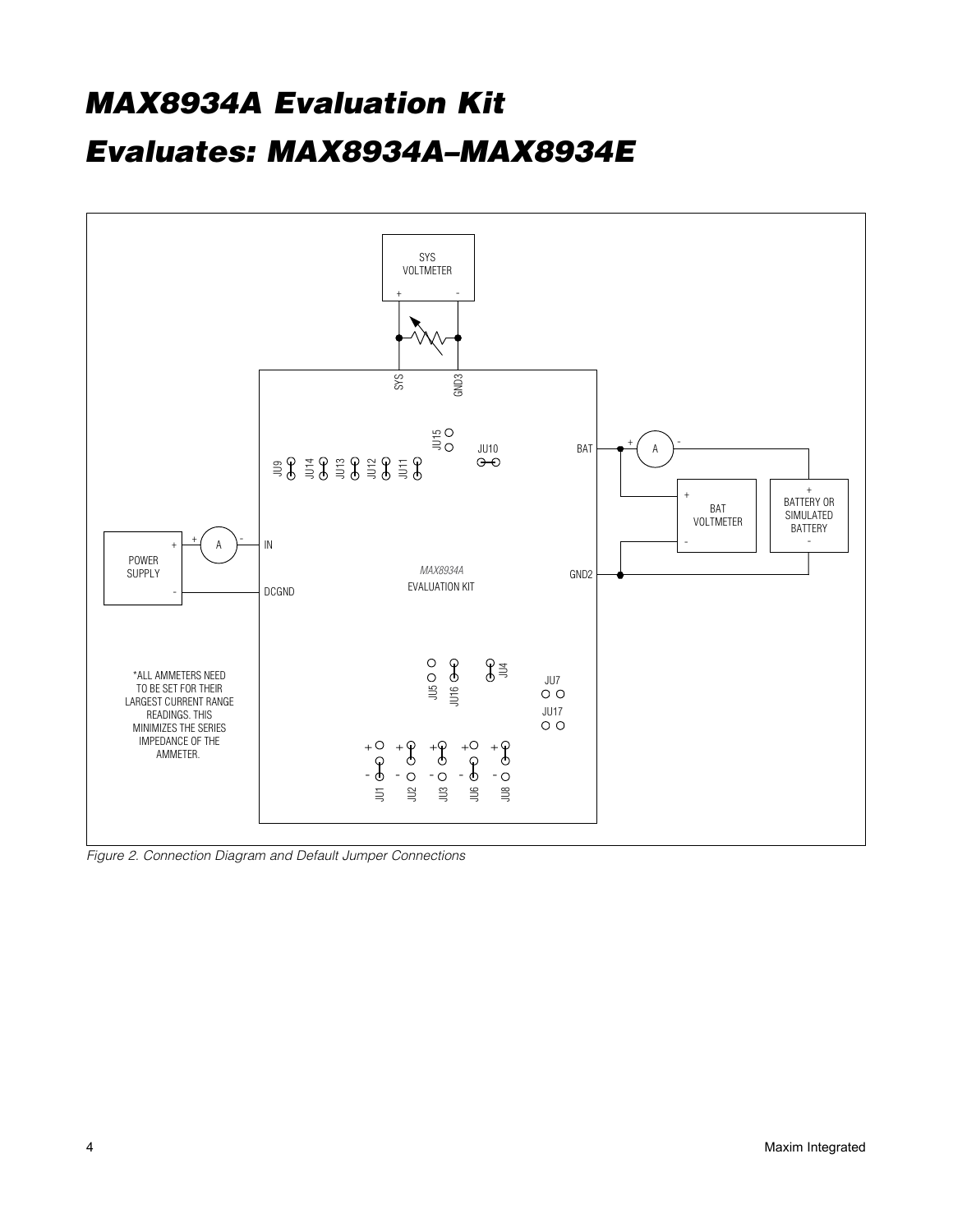# MAX8934A Evaluation Kit

# Evaluates: MAX8934A–MAX8934E

SYS VOLTMETER

SYS GND3

JU15 JU10

JU9 JU14 JU13 JU12 JU11

BAT

BAT VOLTMETER

BATTERY OR SIMULATED BATTERY

POWER SUPPLY

IN

DCGND

*MAX8934A* EVALUATION KIT

GND2

JU5 JU16 JU4

JU7

JU17

\*ALL AMMETERS NEED TO BE SET FOR THEIR LARGEST CURRENT RANGE READINGS. THIS MINIMIZES THE SERIES IMPEDANCE OF THE AMMETER.

JU1 JU2 JU3 JU6 JU8

*Figure 2. Connection Diagram and Default Jumper Connections*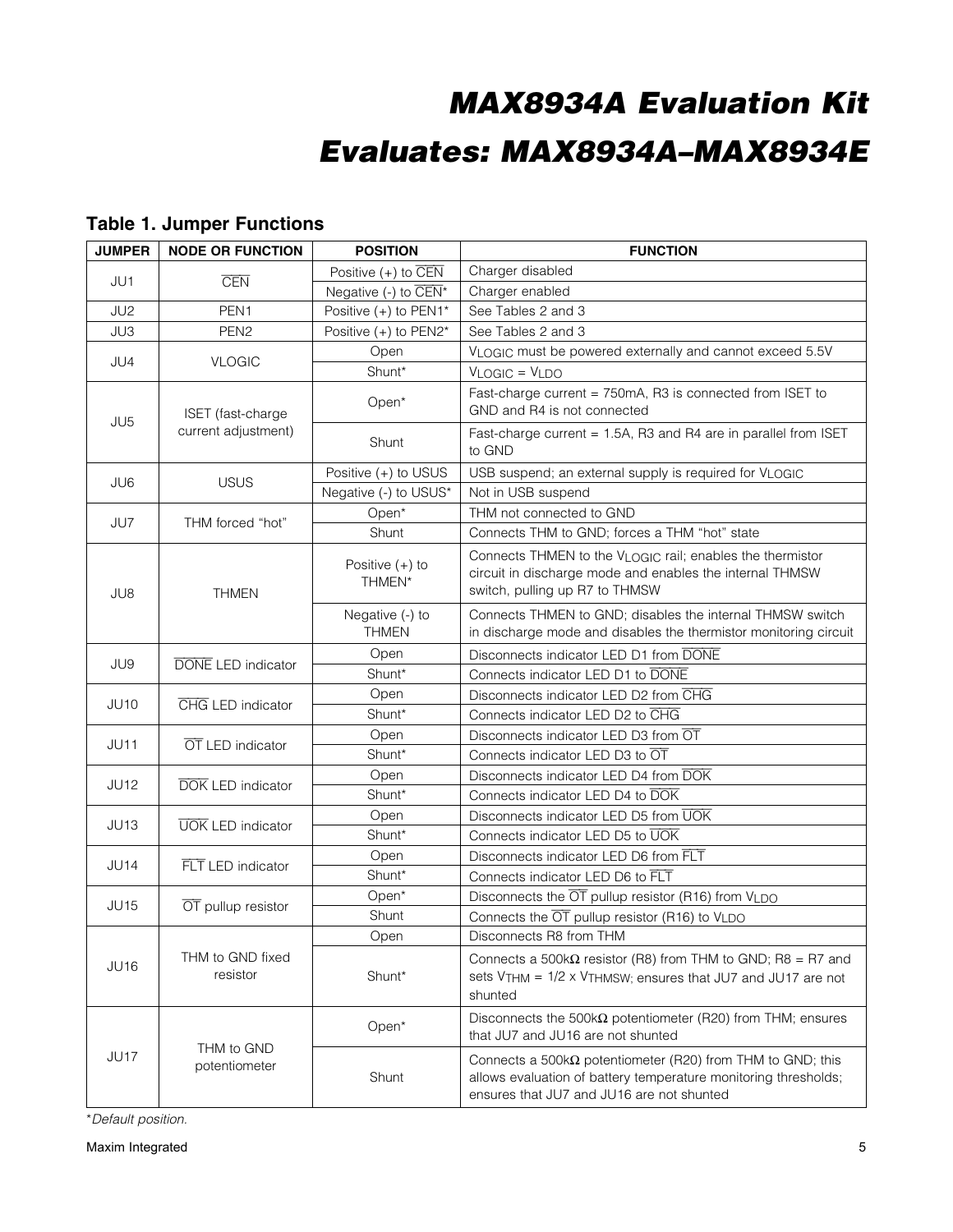## Table 1. Jumper Functions

| JUMPER | NODE OR FUNCTION | POSITION | FUNCTION |
|---|---|---|---|
| JU1 | $\overline{CEN}$ | Positive (+) to $\overline{CEN}$ | Charger disabled |
| | | Negative (-) to $\overline{CEN}$* | Charger enabled |
| JU2 | PEN1 | Positive (+) to PEN1* | See Tables 2 and 3 |
| JU3 | PEN2 | Positive (+) to PEN2* | See Tables 2 and 3 |
| JU4 | VLOGIC | Open | $V_{LOGIC}$ must be powered externally and cannot exceed 5.5V |
| | | Shunt* | $V_{LOGIC}$ = $V_{LDO}$ |
| JU5 | ISET (fast-charge current adjustment) | Open* | Fast-charge current = 750mA, R3 is connected from ISET to GND and R4 is not connected |
| | | Shunt | Fast-charge current = 1.5A, R3 and R4 are in parallel from ISET to GND |
| JU6 | USUS | Positive (+) to USUS | USB suspend; an external supply is required for $V_{LOGIC}$ |
| | | Negative (-) to USUS* | Not in USB suspend |
| JU7 | THM forced "hot" | Open* | THM not connected to GND |
| | | Shunt | Connects THM to GND; forces a THM "hot" state |
| JU8 | THMEN | Positive (+) to THMEN* | Connects THMEN to the $V_{LOGIC}$ rail; enables the thermistor circuit in discharge mode and enables the internal THMSW switch, pulling up R7 to THMSW |
| | | Negative (-) to THMEN | Connects THMEN to GND; disables the internal THMSW switch in discharge mode and disables the thermistor monitoring circuit |
| JU9 | $\overline{DONE}$ LED indicator | Open | Disconnects indicator LED D1 from $\overline{DONE}$ |
| | | Shunt* | Connects indicator LED D1 to $\overline{DONE}$ |
| JU10 | $\overline{CHG}$ LED indicator | Open | Disconnects indicator LED D2 from $\overline{CHG}$ |
| | | Shunt* | Connects indicator LED D2 to $\overline{CHG}$ |
| JU11 | $\overline{OT}$ LED indicator | Open | Disconnects indicator LED D3 from $\overline{OT}$ |
| | | Shunt* | Connects indicator LED D3 to $\overline{OT}$ |
| JU12 | $\overline{DOK}$ LED indicator | Open | Disconnects indicator LED D4 from $\overline{DOK}$ |
| | | Shunt* | Connects indicator LED D4 to $\overline{DOK}$ |
| JU13 | $\overline{UOK}$ LED indicator | Open | Disconnects indicator LED D5 from $\overline{UOK}$ |
| | | Shunt* | Connects indicator LED D5 to $\overline{UOK}$ |
| JU14 | $\overline{FLT}$ LED indicator | Open | Disconnects indicator LED D6 from $\overline{FLT}$ |
| | | Shunt* | Connects indicator LED D6 to $\overline{FLT}$ |
| JU15 | $\overline{OT}$ pullup resistor | Open* | Disconnects the $\overline{OT}$ pullup resistor (R16) from $V_{LDO}$ |
| | | Shunt | Connects the $\overline{OT}$ pullup resistor (R16) to $V_{LDO}$ |
| JU16 | THM to GND fixed resistor | Open | Disconnects R8 from THM |
| | | Shunt* | Connects a 500kΩ resistor (R8) from THM to GND; R8 = R7 and sets $V_{THM}$ = 1/2 x $V_{THMSW}$; ensures that JU7 and JU17 are not shunted |
| JU17 | THM to GND potentiometer | Open* | Disconnects the 500kΩ potentiometer (R20) from THM; ensures that JU7 and JU16 are not shunted |
| | | Shunt | Connects a 500kΩ potentiometer (R20) from THM to GND; this allows evaluation of battery temperature monitoring thresholds; ensures that JU7 and JU16 are not shunted |

*Default position.*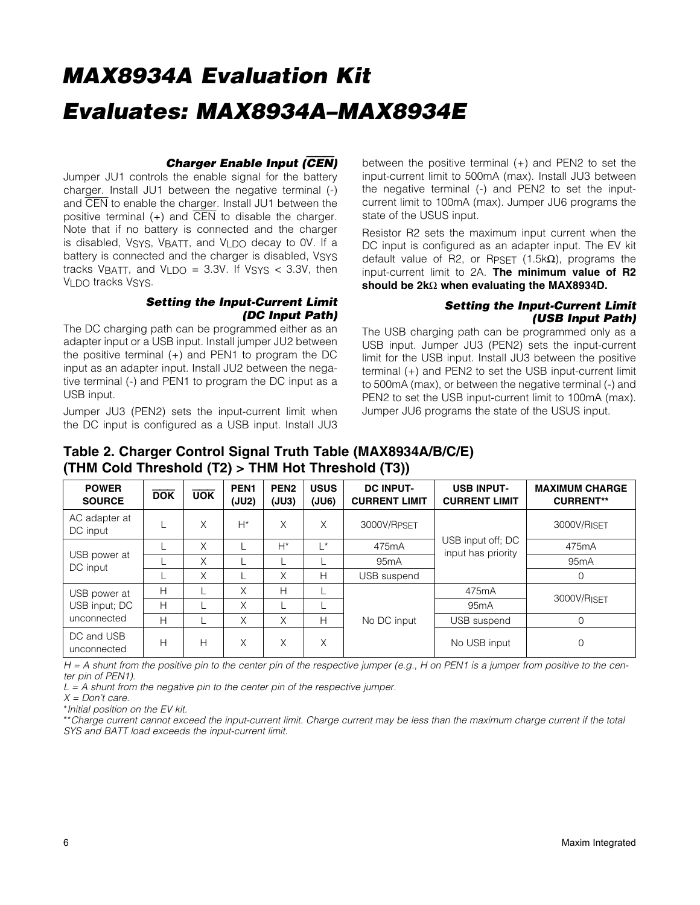# MAX8934A Evaluation Kit

# Evaluates: MAX8934A–MAX8934E

### Charger Enable Input ($\overline{CEN}$)

Jumper JU1 controls the enable signal for the battery charger. Install JU1 between the negative terminal (-) and $\overline{CEN}$ to enable the charger. Install JU1 between the positive terminal (+) and $\overline{CEN}$ to disable the charger. Note that if no battery is connected and the charger is disabled, $V_{SYS}$, $V_{BATT}$, and $V_{LDO}$ decay to 0V. If a battery is connected and the charger is disabled, $V_{SYS}$ tracks $V_{BATT}$, and $V_{LDO}$ = 3.3V. If $V_{SYS}$ < 3.3V, then $V_{LDO}$ tracks $V_{SYS}$.

### Setting the Input-Current Limit (DC Input Path)

The DC charging path can be programmed either as an adapter input or a USB input. Install jumper JU2 between the positive terminal (+) and PEN1 to program the DC input as an adapter input. Install JU2 between the negative terminal (-) and PEN1 to program the DC input as a USB input.

Jumper JU3 (PEN2) sets the input-current limit when the DC input is configured as a USB input. Install JU3 between the positive terminal (+) and PEN2 to set the input-current limit to 500mA (max). Install JU3 between the negative terminal (-) and PEN2 to set the input-current limit to 100mA (max). Jumper JU6 programs the state of the USUS input.

Resistor R2 sets the maximum input current when the DC input is configured as an adapter input. The EV kit default value of R2, or $R_{PSET}$ (1.5kΩ), programs the input-current limit to 2A. **The minimum value of R2 should be 2kΩ when evaluating the MAX8934D.**

### Setting the Input-Current Limit (USB Input Path)

The USB charging path can be programmed only as a USB input. Jumper JU3 (PEN2) sets the input-current limit for the USB input. Install JU3 between the positive terminal (+) and PEN2 to set the USB input-current limit to 500mA (max), or between the negative terminal (-) and PEN2 to set the USB input-current limit to 100mA (max). Jumper JU6 programs the state of the USUS input.

**Table 2. Charger Control Signal Truth Table (MAX8934A/B/C/E) (THM Cold Threshold (T2) > THM Hot Threshold (T3))**

| POWER SOURCE | $\overline{DOK}$ | $\overline{UOK}$ | PEN1 (JU2) | PEN2 (JU3) | USUS (JU6) | DC INPUT-CURRENT LIMIT | USB INPUT-CURRENT LIMIT | MAXIMUM CHARGE CURRENT** |
|---|---|---|---|---|---|---|---|---|
| AC adapter at DC input | L | X | H* | X | X | $3000V/R_{PSET}$ | USB input off; DC input has priority | $3000V/R_{ISET}$ |
| USB power at DC input | L | X | L | H* | L* | 475mA | | 475mA |
| | L | X | L | L | L | 95mA | | 95mA |
| | L | X | L | X | H | USB suspend | | 0 |
| USB power at USB input; DC unconnected | H | L | X | H | L | No DC input | 475mA | $3000V/R_{ISET}$ |
| | H | L | X | L | L | | 95mA | |
| | H | L | X | X | H | | USB suspend | 0 |
| DC and USB unconnected | H | H | X | X | X | | No USB input | 0 |

*H = A shunt from the positive pin to the center pin of the respective jumper (e.g., H on PEN1 is a jumper from positive to the center pin of PEN1).*

*L = A shunt from the negative pin to the center pin of the respective jumper.*

*X = Don't care.*

**Initial position on the EV kit.*

***Charge current cannot exceed the input-current limit. Charge current may be less than the maximum charge current if the total SYS and BATT load exceeds the input-current limit.*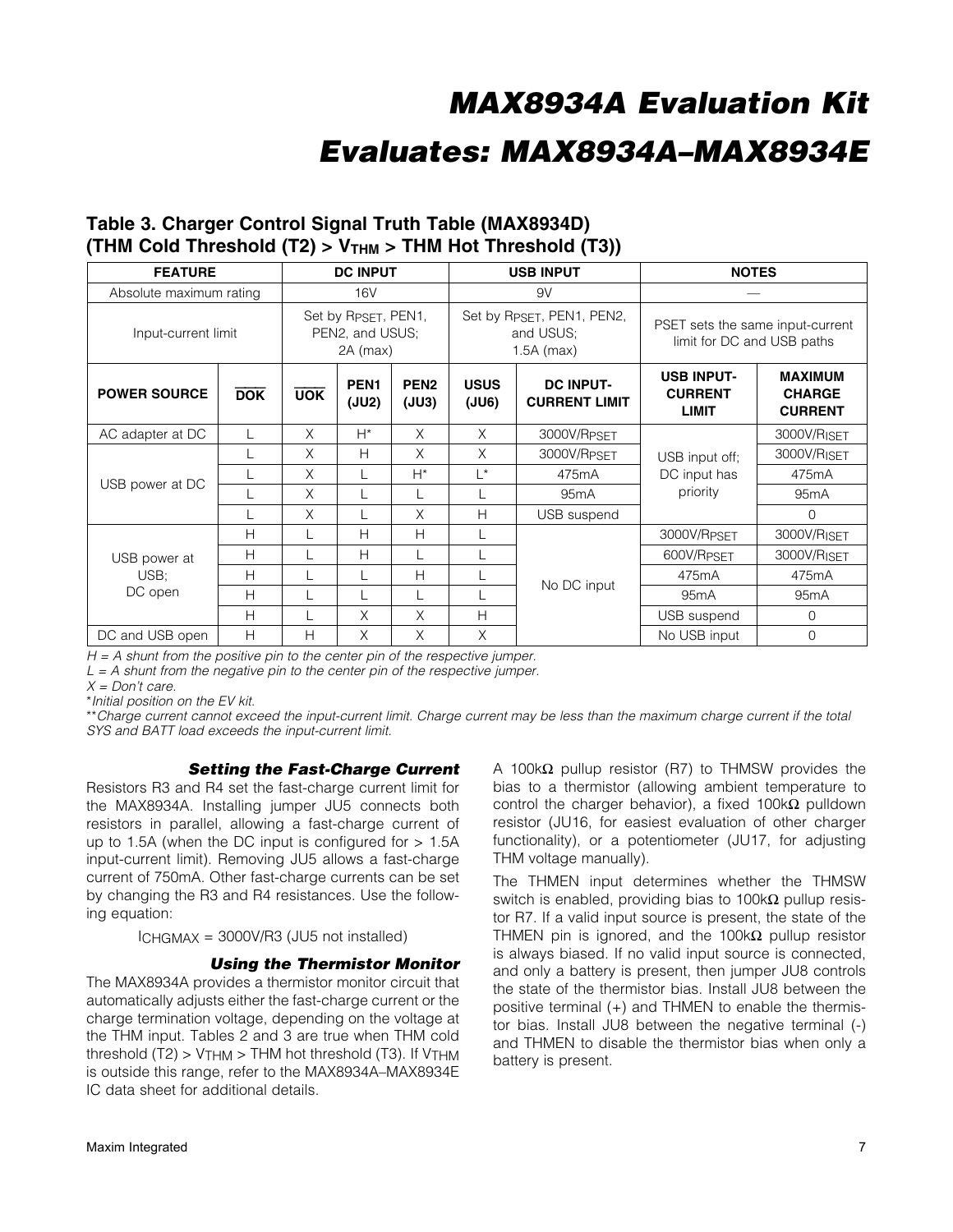## Table 3. Charger Control Signal Truth Table (MAX8934D) (THM Cold Threshold (T2) > $V_{THM}$ > THM Hot Threshold (T3))

| FEATURE | | DC INPUT | | | USB INPUT | | NOTES | |
|---|---|---|---|---|---|---|---|---|
| Absolute maximum rating | | 16V | | | 9V | | — | |
| Input-current limit | | Set by $R_{PSET}$, PEN1, PEN2, and USUS; 2A (max) | | | Set by $R_{PSET}$, PEN1, PEN2, and USUS; 1.5A (max) | | PSET sets the same input-current limit for DC and USB paths | |
| **POWER SOURCE** | **$\overline{DOK}$** | **$\overline{UOK}$** | **PEN1 (JU2)** | **PEN2 (JU3)** | **USUS (JU6)** | **DC INPUT-CURRENT LIMIT** | **USB INPUT-CURRENT LIMIT** | **MAXIMUM CHARGE CURRENT** |
| AC adapter at DC | L | X | H* | X | X | 3000V/$R_{PSET}$ | USB input off; DC input has priority | 3000V/$R_{ISET}$ |
| USB power at DC | L | X | H | X | X | 3000V/$R_{PSET}$ | | 3000V/$R_{ISET}$ |
| | L | X | L | H* | L* | 475mA | | 475mA |
| | L | X | L | L | L | 95mA | | 95mA |
| | L | X | L | X | H | USB suspend | | 0 |
| USB power at USB; DC open | H | L | H | H | L | No DC input | 3000V/$R_{PSET}$ | 3000V/$R_{ISET}$ |
| | H | L | H | L | L | | 600V/$R_{PSET}$ | 3000V/$R_{ISET}$ |
| | H | L | L | H | L | | 475mA | 475mA |
| | H | L | L | L | L | | 95mA | 95mA |
| | H | L | X | X | H | | USB suspend | 0 |
| DC and USB open | H | H | X | X | X | | No USB input | 0 |

*H = A shunt from the positive pin to the center pin of the respective jumper.*
*L = A shunt from the negative pin to the center pin of the respective jumper.*
*X = Don't care.*
**Initial position on the EV kit.*
***Charge current cannot exceed the input-current limit. Charge current may be less than the maximum charge current if the total SYS and BATT load exceeds the input-current limit.*

### Setting the Fast-Charge Current

Resistors R3 and R4 set the fast-charge current limit for the MAX8934A. Installing jumper JU5 connects both resistors in parallel, allowing a fast-charge current of up to 1.5A (when the DC input is configured for > 1.5A input-current limit). Removing JU5 allows a fast-charge current of 750mA. Other fast-charge currents can be set by changing the R3 and R4 resistances. Use the following equation:

$$I_{CHGMAX} = 3000V/R3 \text{ (JU5 not installed)}$$

### Using the Thermistor Monitor

The MAX8934A provides a thermistor monitor circuit that automatically adjusts either the fast-charge current or the charge termination voltage, depending on the voltage at the THM input. Tables 2 and 3 are true when THM cold threshold (T2) > $V_{THM}$ > THM hot threshold (T3). If $V_{THM}$ is outside this range, refer to the MAX8934A–MAX8934E IC data sheet for additional details.

A 100kΩ pullup resistor (R7) to THMSW provides the bias to a thermistor (allowing ambient temperature to control the charger behavior), a fixed 100kΩ pulldown resistor (JU16, for easiest evaluation of other charger functionality), or a potentiometer (JU17, for adjusting THM voltage manually).

The THMEN input determines whether the THMSW switch is enabled, providing bias to 100kΩ pullup resistor R7. If a valid input source is present, the state of the THMEN pin is ignored, and the 100kΩ pullup resistor is always biased. If no valid input source is connected, and only a battery is present, then jumper JU8 controls the state of the thermistor bias. Install JU8 between the positive terminal (+) and THMEN to enable the thermistor bias. Install JU8 between the negative terminal (-) and THMEN to disable the thermistor bias when only a battery is present.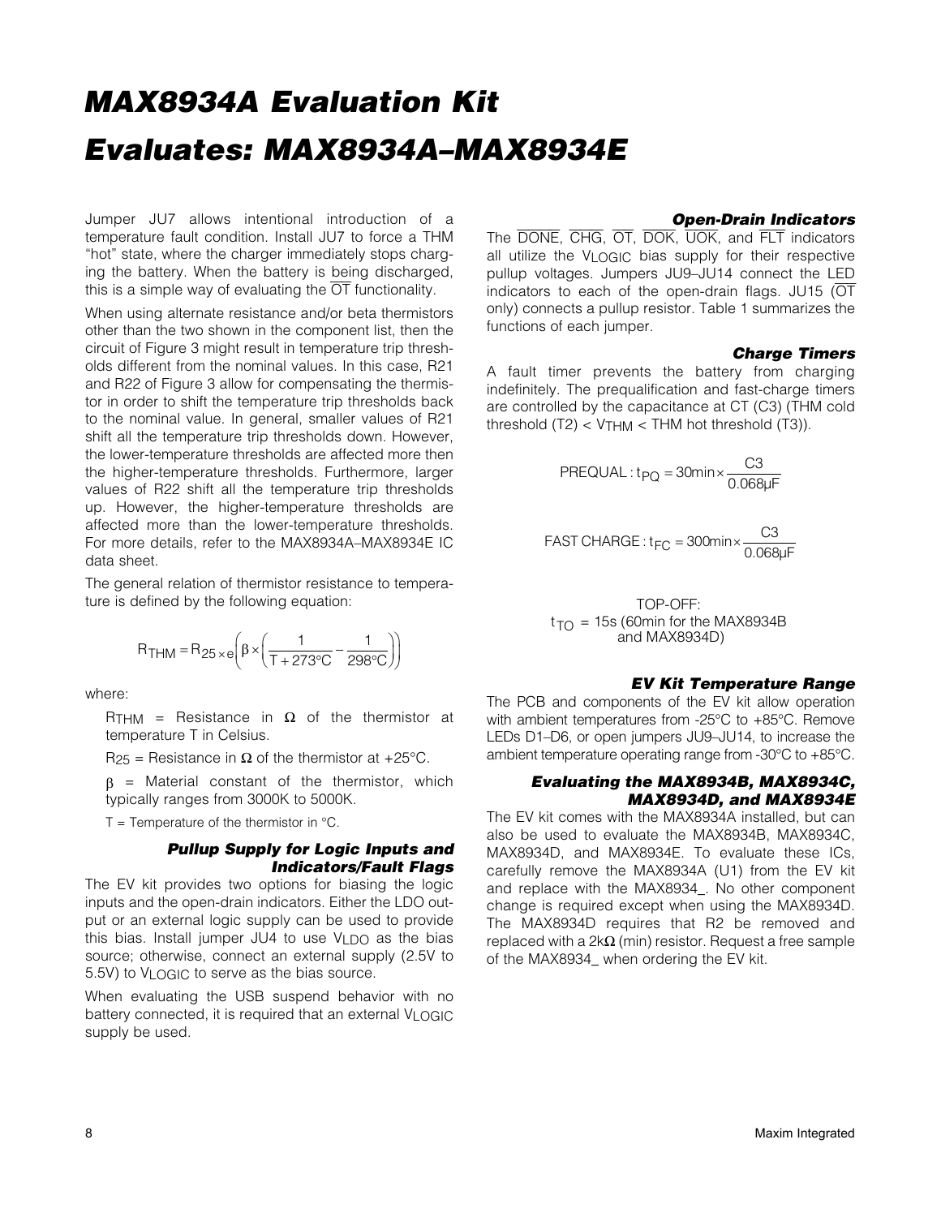# MAX8934A Evaluation Kit

# Evaluates: MAX8934A–MAX8934E

Jumper JU7 allows intentional introduction of a temperature fault condition. Install JU7 to force a THM "hot" state, where the charger immediately stops charging the battery. When the battery is being discharged, this is a simple way of evaluating the $\overline{OT}$ functionality.

When using alternate resistance and/or beta thermistors other than the two shown in the component list, then the circuit of Figure 3 might result in temperature trip thresholds different from the nominal values. In this case, R21 and R22 of Figure 3 allow for compensating the thermistor in order to shift the temperature trip thresholds back to the nominal value. In general, smaller values of R21 shift all the temperature trip thresholds down. However, the lower-temperature thresholds are affected more then the higher-temperature thresholds. Furthermore, larger values of R22 shift all the temperature trip thresholds up. However, the higher-temperature thresholds are affected more than the lower-temperature thresholds. For more details, refer to the MAX8934A–MAX8934E IC data sheet.

The general relation of thermistor resistance to temperature is defined by the following equation:

$$R_{THM} = R_{25} \times e^{\left(\beta \times \left(\frac{1}{T + 273°C} - \frac{1}{298°C}\right)\right)}$$

where:

$R_{THM}$ = Resistance in Ω of the thermistor at temperature T in Celsius.

$R_{25}$ = Resistance in Ω of the thermistor at +25°C.

β = Material constant of the thermistor, which typically ranges from 3000K to 5000K.

T = Temperature of the thermistor in °C.

### Pullup Supply for Logic Inputs and Indicators/Fault Flags

The EV kit provides two options for biasing the logic inputs and the open-drain indicators. Either the LDO output or an external logic supply can be used to provide this bias. Install jumper JU4 to use $V_{LDO}$ as the bias source; otherwise, connect an external supply (2.5V to 5.5V) to $V_{LOGIC}$ to serve as the bias source.

When evaluating the USB suspend behavior with no battery connected, it is required that an external $V_{LOGIC}$ supply be used.

### Open-Drain Indicators

The $\overline{DONE}$, $\overline{CHG}$, $\overline{OT}$, $\overline{DOK}$, $\overline{UOK}$, and $\overline{FLT}$ indicators all utilize the $V_{LOGIC}$ bias supply for their respective pullup voltages. Jumpers JU9–JU14 connect the LED indicators to each of the open-drain flags. JU15 ($\overline{OT}$ only) connects a pullup resistor. Table 1 summarizes the functions of each jumper.

### Charge Timers

A fault timer prevents the battery from charging indefinitely. The prequalification and fast-charge timers are controlled by the capacitance at CT (C3) (THM cold threshold (T2) < $V_{THM}$ < THM hot threshold (T3)).

$$\text{PREQUAL}: t_{PQ} = 30\text{min} \times \frac{C3}{0.068\mu F}$$

$$\text{FAST CHARGE}: t_{FC} = 300\text{min} \times \frac{C3}{0.068\mu F}$$

TOP-OFF:
$t_{TO}$ = 15s (60min for the MAX8934B and MAX8934D)

### EV Kit Temperature Range

The PCB and components of the EV kit allow operation with ambient temperatures from -25°C to +85°C. Remove LEDs D1–D6, or open jumpers JU9–JU14, to increase the ambient temperature operating range from -30°C to +85°C.

### Evaluating the MAX8934B, MAX8934C, MAX8934D, and MAX8934E

The EV kit comes with the MAX8934A installed, but can also be used to evaluate the MAX8934B, MAX8934C, MAX8934D, and MAX8934E. To evaluate these ICs, carefully remove the MAX8934A (U1) from the EV kit and replace with the MAX8934_. No other component change is required except when using the MAX8934D. The MAX8934D requires that R2 be removed and replaced with a 2kΩ (min) resistor. Request a free sample of the MAX8934_ when ordering the EV kit.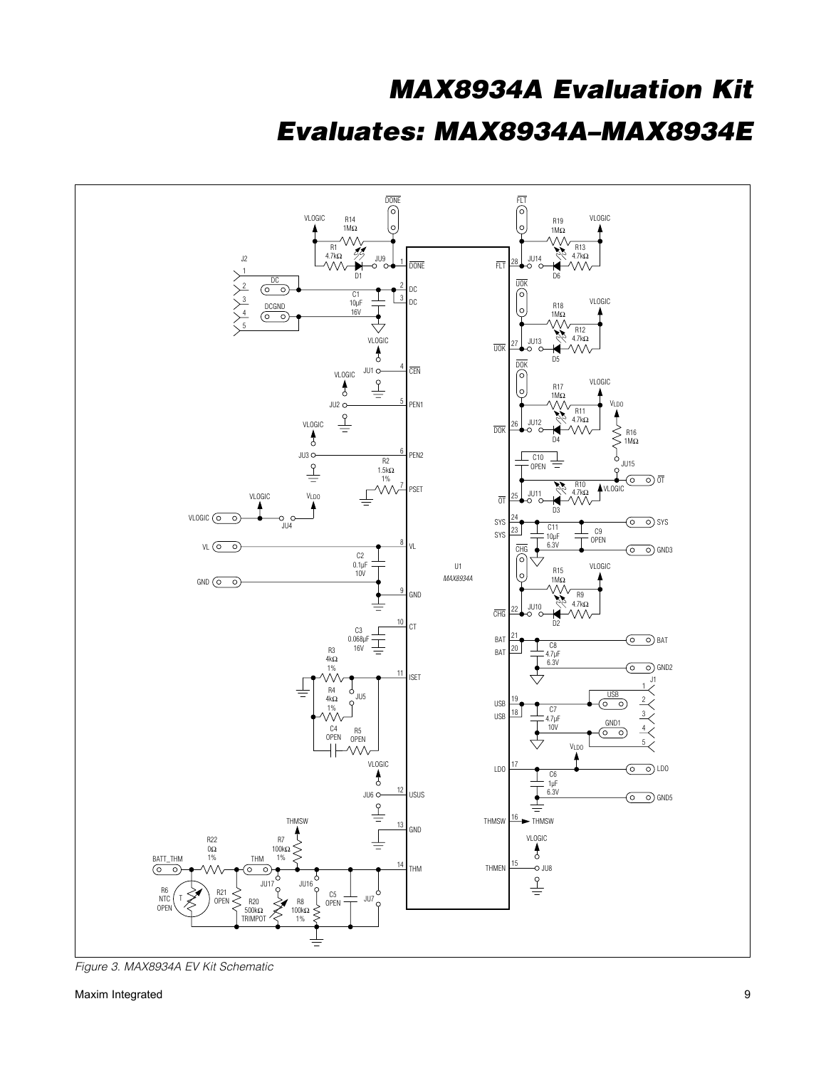Figure 3. MAX8934A EV Kit Schematic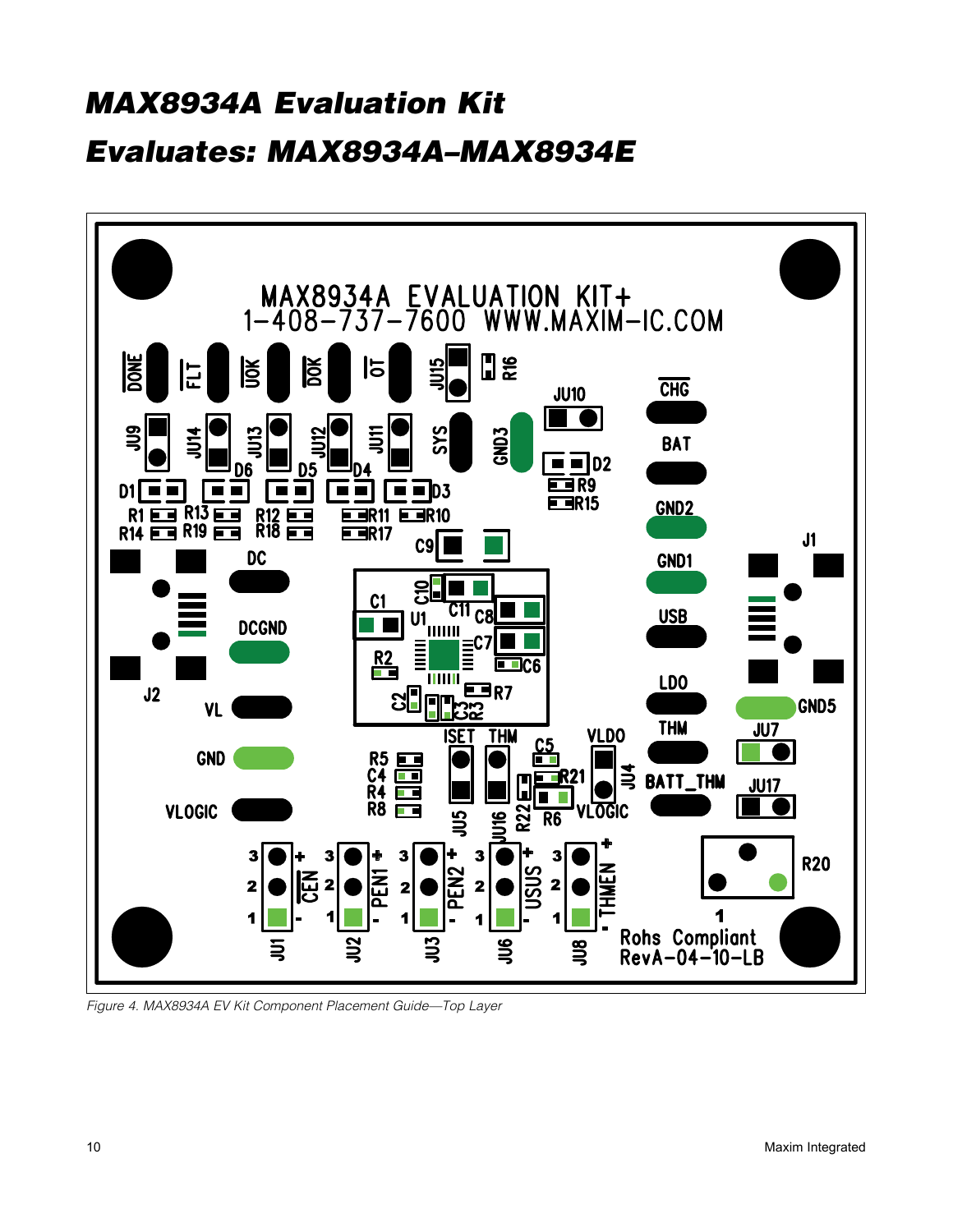# MAX8934A Evaluation Kit

## Evaluates: MAX8934A–MAX8934E

*Figure 4. MAX8934A EV Kit Component Placement Guide—Top Layer*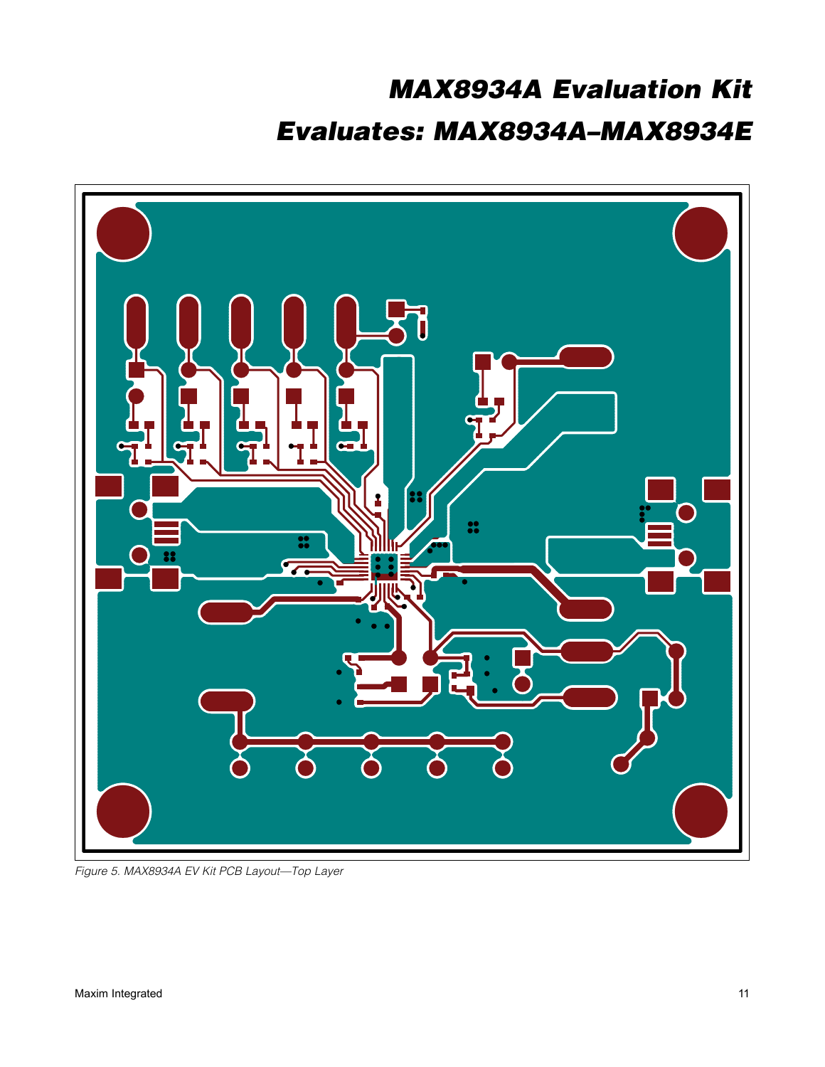Figure 5. MAX8934A EV Kit PCB Layout—Top Layer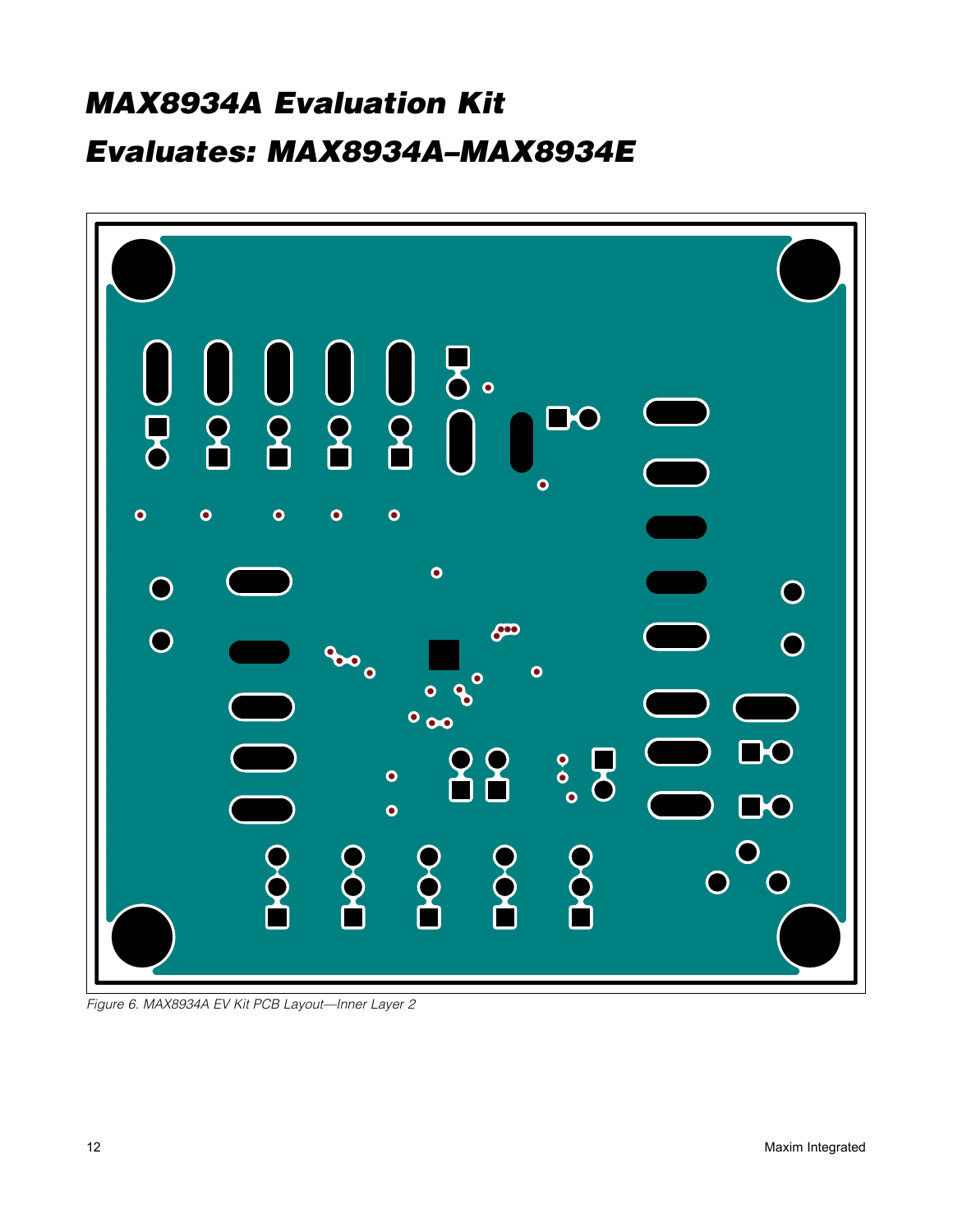Figure 6. MAX8934A EV Kit PCB Layout—Inner Layer 2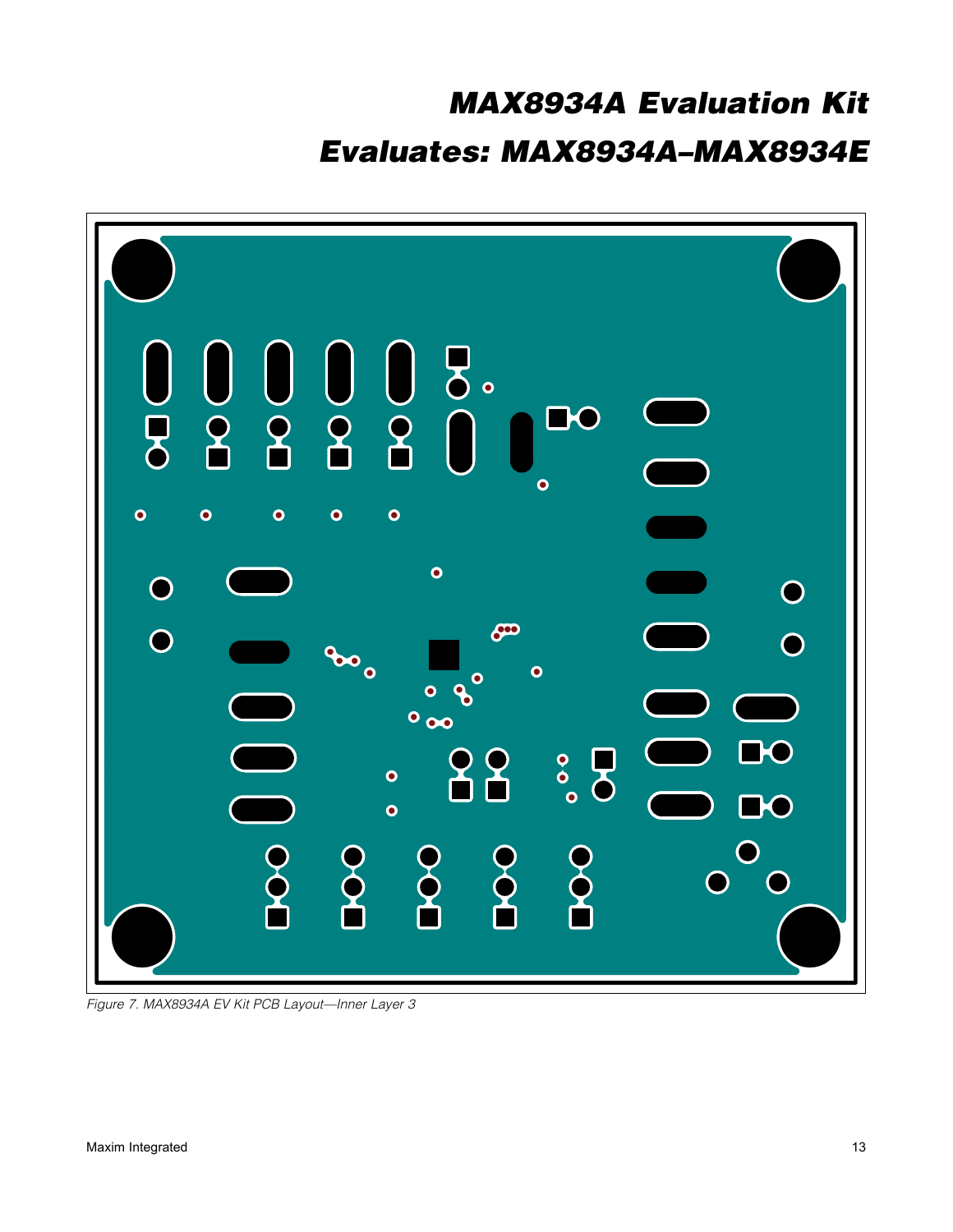Figure 7. MAX8934A EV Kit PCB Layout—Inner Layer 3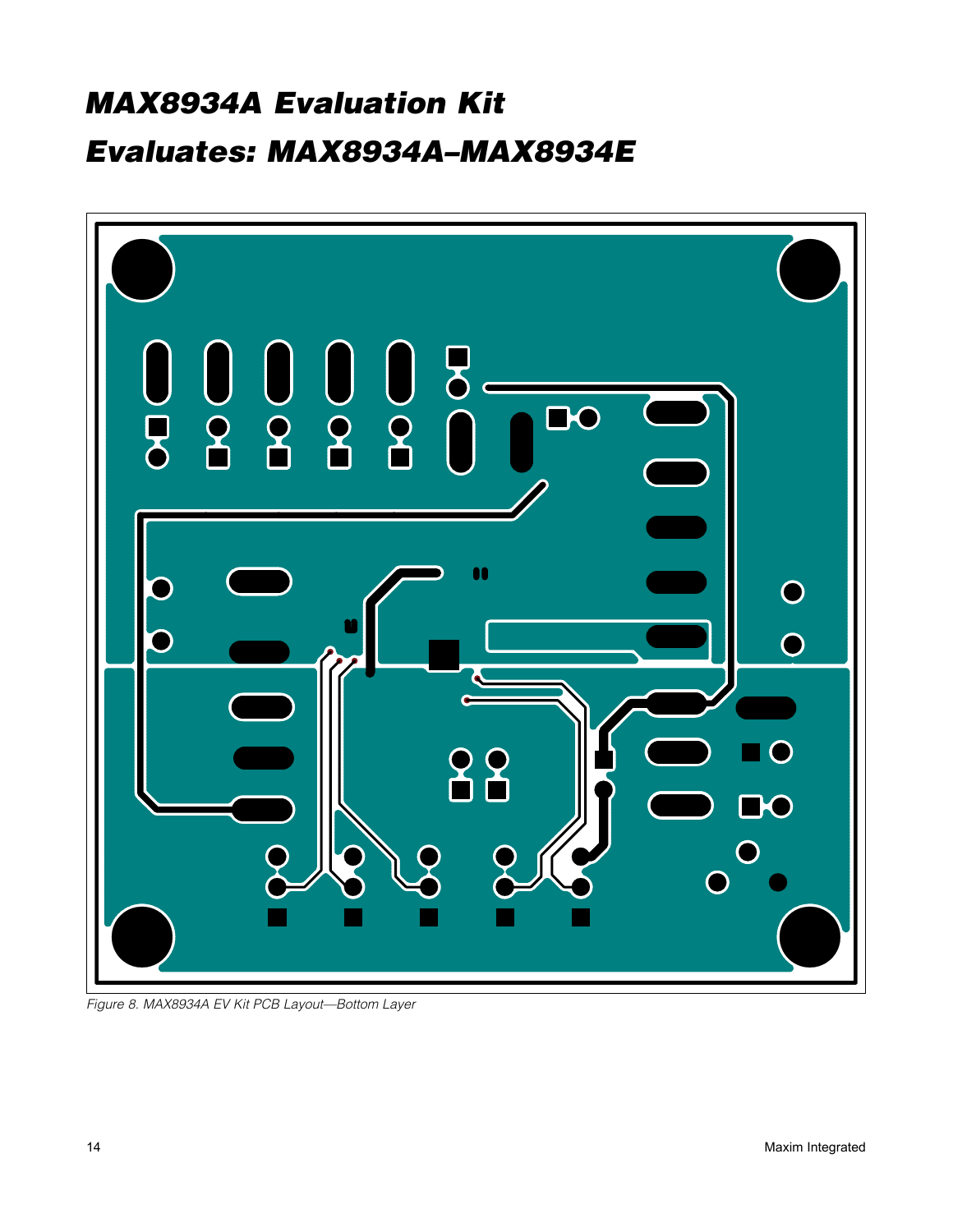Figure 8. MAX8934A EV Kit PCB Layout—Bottom Layer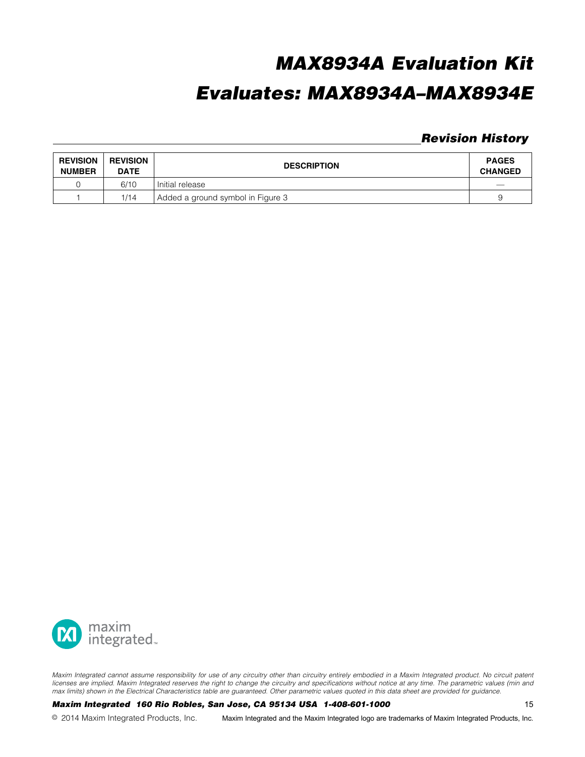## Revision History

| REVISION NUMBER | REVISION DATE | DESCRIPTION | PAGES CHANGED |
|---|---|---|---|
| 0 | 6/10 | Initial release | — |
| 1 | 1/14 | Added a ground symbol in Figure 3 | 9 |

*Maxim Integrated cannot assume responsibility for use of any circuitry other than circuitry entirely embodied in a Maxim Integrated product. No circuit patent licenses are implied. Maxim Integrated reserves the right to change the circuitry and specifications without notice at any time. The parametric values (min and max limits) shown in the Electrical Characteristics table are guaranteed. Other parametric values quoted in this data sheet are provided for guidance.*

***Maxim Integrated 160 Rio Robles, San Jose, CA 95134 USA 1-408-601-1000***

© 2014 Maxim Integrated Products, Inc. Maxim Integrated and the Maxim Integrated logo are trademarks of Maxim Integrated Products, Inc.